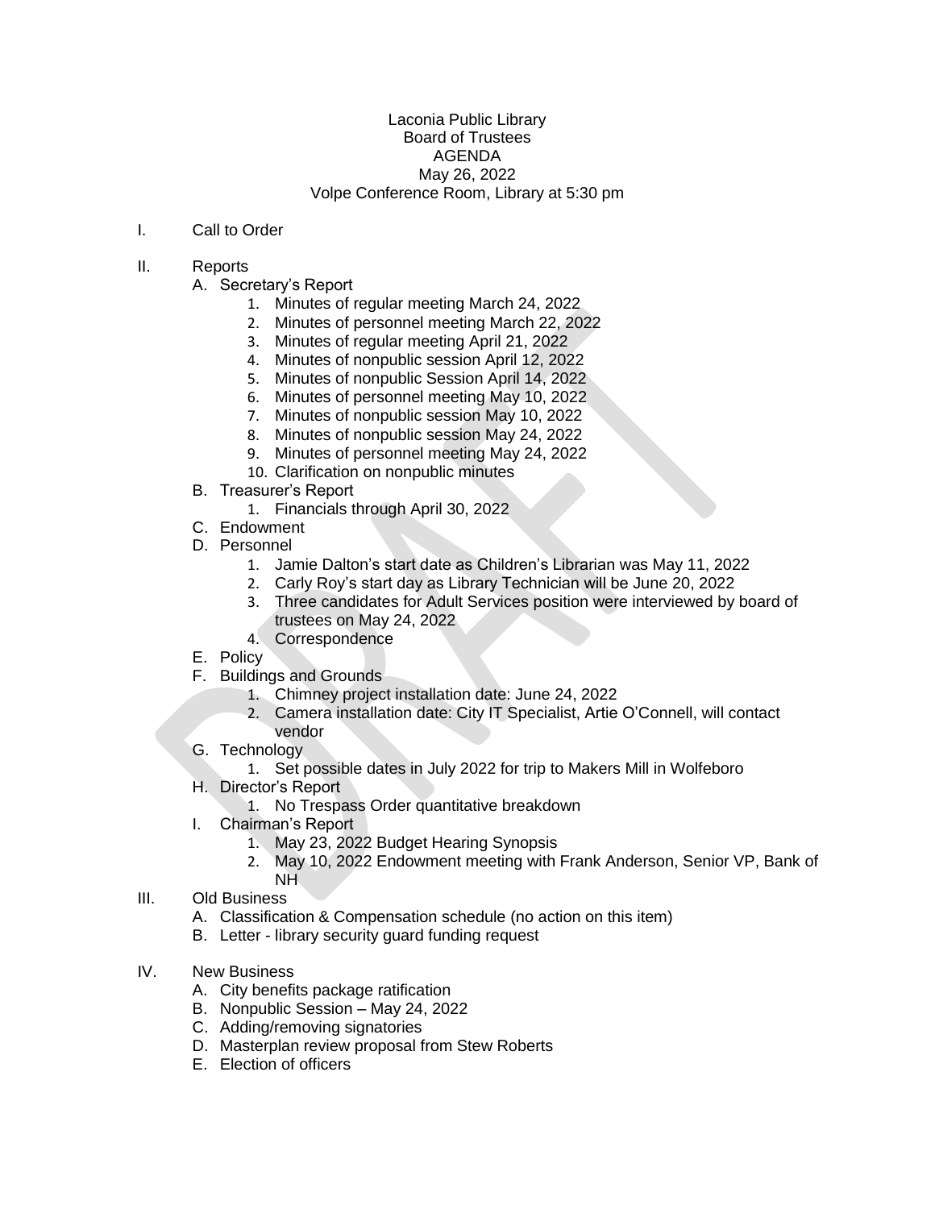Laconia Public Library
Board of Trustees
AGENDA
May 26, 2022
Volpe Conference Room, Library at 5:30 pm

I. Call to Order

II. Reports
   A. Secretary's Report
      1. Minutes of regular meeting March 24, 2022
      2. Minutes of personnel meeting March 22, 2022
      3. Minutes of regular meeting April 21, 2022
      4. Minutes of nonpublic session April 12, 2022
      5. Minutes of nonpublic Session April 14, 2022
      6. Minutes of personnel meeting May 10, 2022
      7. Minutes of nonpublic session May 10, 2022
      8. Minutes of nonpublic session May 24, 2022
      9. Minutes of personnel meeting May 24, 2022
      10. Clarification on nonpublic minutes
   B. Treasurer's Report
      1. Financials through April 30, 2022
   C. Endowment
   D. Personnel
      1. Jamie Dalton's start date as Children's Librarian was May 11, 2022
      2. Carly Roy's start day as Library Technician will be June 20, 2022
      3. Three candidates for Adult Services position were interviewed by board of trustees on May 24, 2022
      4. Correspondence
   E. Policy
   F. Buildings and Grounds
      1. Chimney project installation date: June 24, 2022
      2. Camera installation date: City IT Specialist, Artie O'Connell, will contact vendor
   G. Technology
      1. Set possible dates in July 2022 for trip to Makers Mill in Wolfeboro
   H. Director's Report
      1. No Trespass Order quantitative breakdown
   I. Chairman's Report
      1. May 23, 2022 Budget Hearing Synopsis
      2. May 10, 2022 Endowment meeting with Frank Anderson, Senior VP, Bank of NH

III. Old Business
   A. Classification & Compensation schedule (no action on this item)
   B. Letter - library security guard funding request

IV. New Business
   A. City benefits package ratification
   B. Nonpublic Session – May 24, 2022
   C. Adding/removing signatories
   D. Masterplan review proposal from Stew Roberts
   E. Election of officers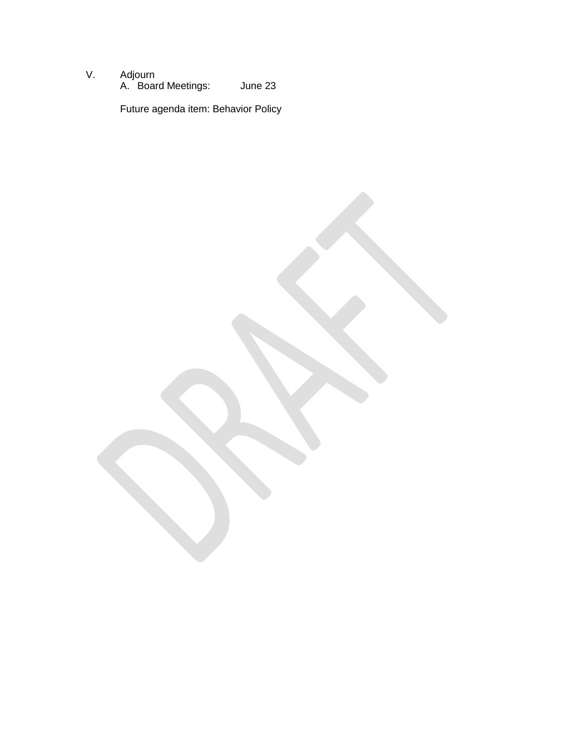V. Adjourn

A. Board Meetings: June 23

Future agenda item: Behavior Policy

DRAFT